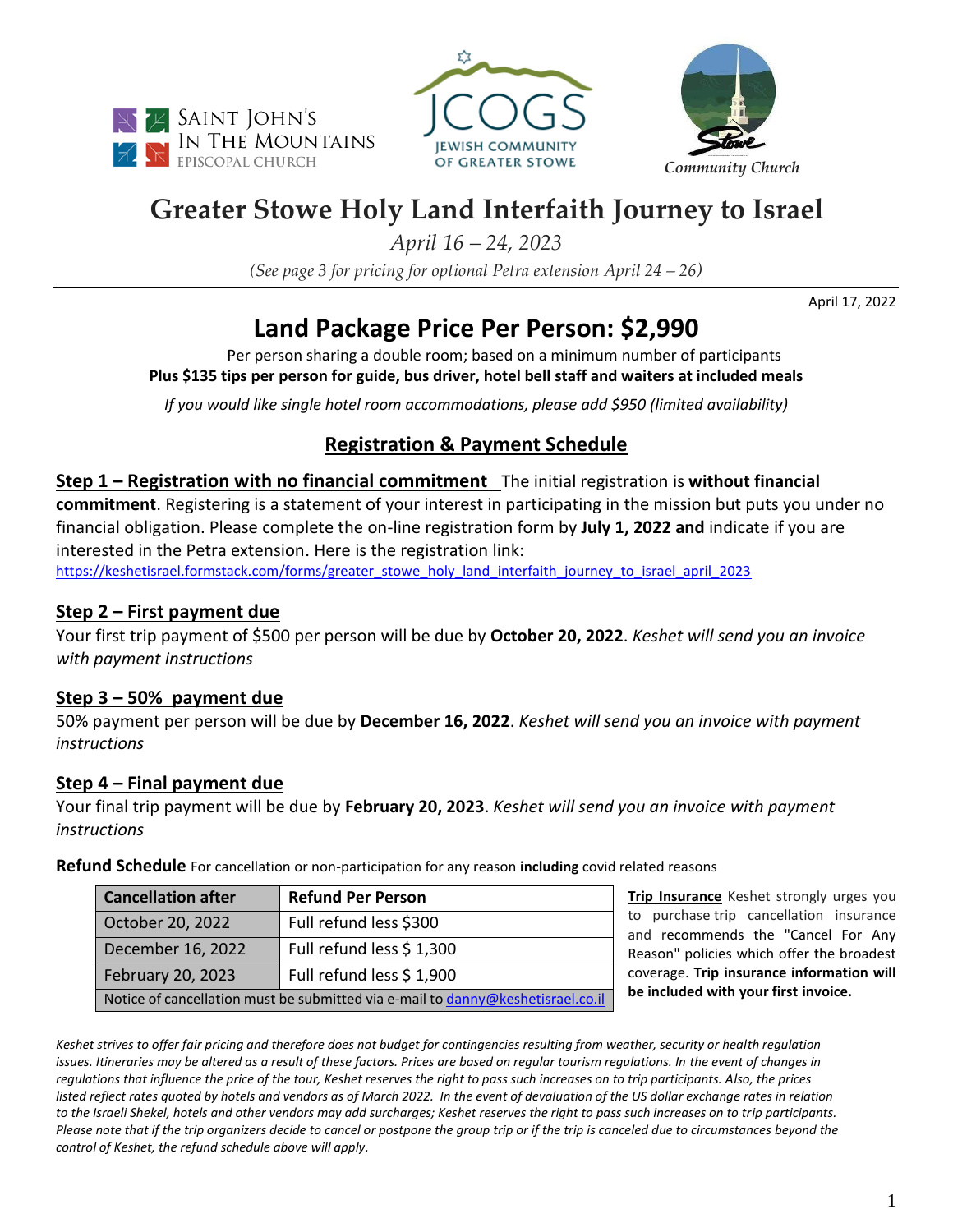Saint John's In The Mountains Episcopal Church

JCOGS Jewish Community of Greater Stowe

Stowe Community Church

# Greater Stowe Holy Land Interfaith Journey to Israel

*April 16 – 24, 2023*

*(See page 3 for pricing for optional Petra extension April 24 – 26)*

April 17, 2022

## Land Package Price Per Person: $2,990

Per person sharing a double room; based on a minimum number of participants

**Plus $135 tips per person for guide, bus driver, hotel bell staff and waiters at included meals**

*If you would like single hotel room accommodations, please add $950 (limited availability)*

## Registration & Payment Schedule

**Step 1 – Registration with no financial commitment** The initial registration is **without financial commitment**. Registering is a statement of your interest in participating in the mission but puts you under no financial obligation. Please complete the on-line registration form by **July 1, 2022 and** indicate if you are interested in the Petra extension. Here is the registration link:
https://keshetisrael.formstack.com/forms/greater_stowe_holy_land_interfaith_journey_to_israel_april_2023

### Step 2 – First payment due

Your first trip payment of $500 per person will be due by **October 20, 2022**. *Keshet will send you an invoice with payment instructions*

### Step 3 – 50% payment due

50% payment per person will be due by **December 16, 2022**. *Keshet will send you an invoice with payment instructions*

### Step 4 – Final payment due

Your final trip payment will be due by **February 20, 2023**. *Keshet will send you an invoice with payment instructions*

**Refund Schedule** For cancellation or non-participation for any reason **including** covid related reasons

| Cancellation after | Refund Per Person |
|---|---|
| October 20, 2022 | Full refund less $300 |
| December 16, 2022 | Full refund less $ 1,300 |
| February 20, 2023 | Full refund less $ 1,900 |
| Notice of cancellation must be submitted via e-mail to danny@keshetisrael.co.il | |

**Trip Insurance** Keshet strongly urges you to purchase trip cancellation insurance and recommends the "Cancel For Any Reason" policies which offer the broadest coverage. **Trip insurance information will be included with your first invoice.**

*Keshet strives to offer fair pricing and therefore does not budget for contingencies resulting from weather, security or health regulation issues. Itineraries may be altered as a result of these factors. Prices are based on regular tourism regulations. In the event of changes in regulations that influence the price of the tour, Keshet reserves the right to pass such increases on to trip participants. Also, the prices listed reflect rates quoted by hotels and vendors as of March 2022. In the event of devaluation of the US dollar exchange rates in relation to the Israeli Shekel, hotels and other vendors may add surcharges; Keshet reserves the right to pass such increases on to trip participants. Please note that if the trip organizers decide to cancel or postpone the group trip or if the trip is canceled due to circumstances beyond the control of Keshet, the refund schedule above will apply.*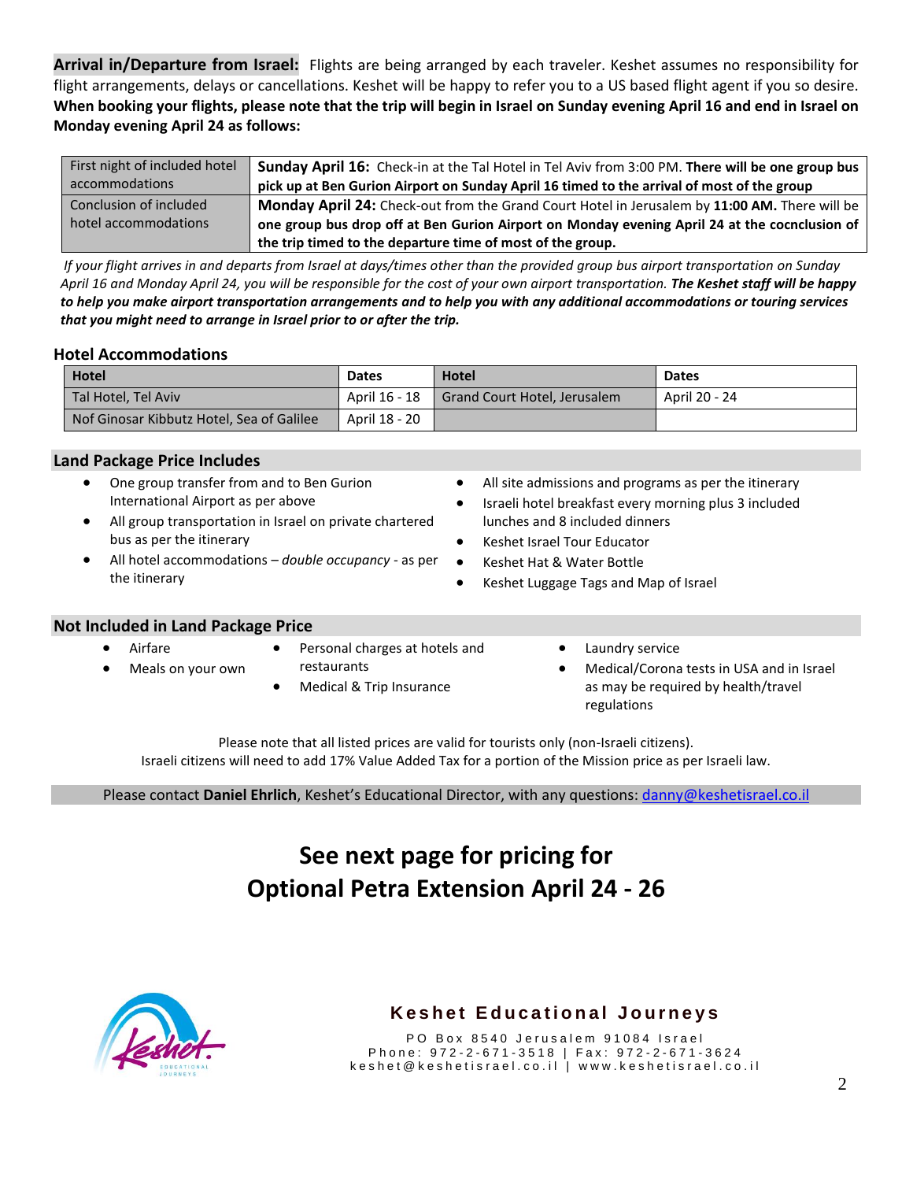**Arrival in/Departure from Israel:** Flights are being arranged by each traveler. Keshet assumes no responsibility for flight arrangements, delays or cancellations. Keshet will be happy to refer you to a US based flight agent if you so desire. **When booking your flights, please note that the trip will begin in Israel on Sunday evening April 16 and end in Israel on Monday evening April 24 as follows:**

| | |
|---|---|
| First night of included hotel accommodations | **Sunday April 16:** Check-in at the Tal Hotel in Tel Aviv from 3:00 PM. **There will be one group bus pick up at Ben Gurion Airport on Sunday April 16 timed to the arrival of most of the group** |
| Conclusion of included hotel accommodations | **Monday April 24:** Check-out from the Grand Court Hotel in Jerusalem by **11:00 AM.** There will be **one group bus drop off at Ben Gurion Airport on Monday evening April 24 at the cocnclusion of the trip timed to the departure time of most of the group.** |

*If your flight arrives in and departs from Israel at days/times other than the provided group bus airport transportation on Sunday April 16 and Monday April 24, you will be responsible for the cost of your own airport transportation.* ***The Keshet staff will be happy to help you make airport transportation arrangements and to help you with any additional accommodations or touring services that you might need to arrange in Israel prior to or after the trip.***

## Hotel Accommodations

| Hotel | Dates | Hotel | Dates |
|---|---|---|---|
| Tal Hotel, Tel Aviv | April 16 - 18 | Grand Court Hotel, Jerusalem | April 20 - 24 |
| Nof Ginosar Kibbutz Hotel, Sea of Galilee | April 18 - 20 | | |

## Land Package Price Includes

- One group transfer from and to Ben Gurion International Airport as per above
- All group transportation in Israel on private chartered bus as per the itinerary
- All hotel accommodations – *double occupancy* - as per the itinerary
- All site admissions and programs as per the itinerary
- Israeli hotel breakfast every morning plus 3 included lunches and 8 included dinners
- Keshet Israel Tour Educator
- Keshet Hat & Water Bottle
- Keshet Luggage Tags and Map of Israel

## Not Included in Land Package Price

- Airfare
- Meals on your own
- Personal charges at hotels and restaurants
- Medical & Trip Insurance
- Laundry service
- Medical/Corona tests in USA and in Israel as may be required by health/travel regulations

Please note that all listed prices are valid for tourists only (non-Israeli citizens).
Israeli citizens will need to add 17% Value Added Tax for a portion of the Mission price as per Israeli law.

Please contact **Daniel Ehrlich**, Keshet's Educational Director, with any questions: danny@keshetisrael.co.il

# See next page for pricing for Optional Petra Extension April 24 - 26

**Keshet Educational Journeys**

PO Box 8540 Jerusalem 91084 Israel
Phone: 972-2-671-3518 | Fax: 972-2-671-3624
keshet@keshetisrael.co.il | www.keshetisrael.co.il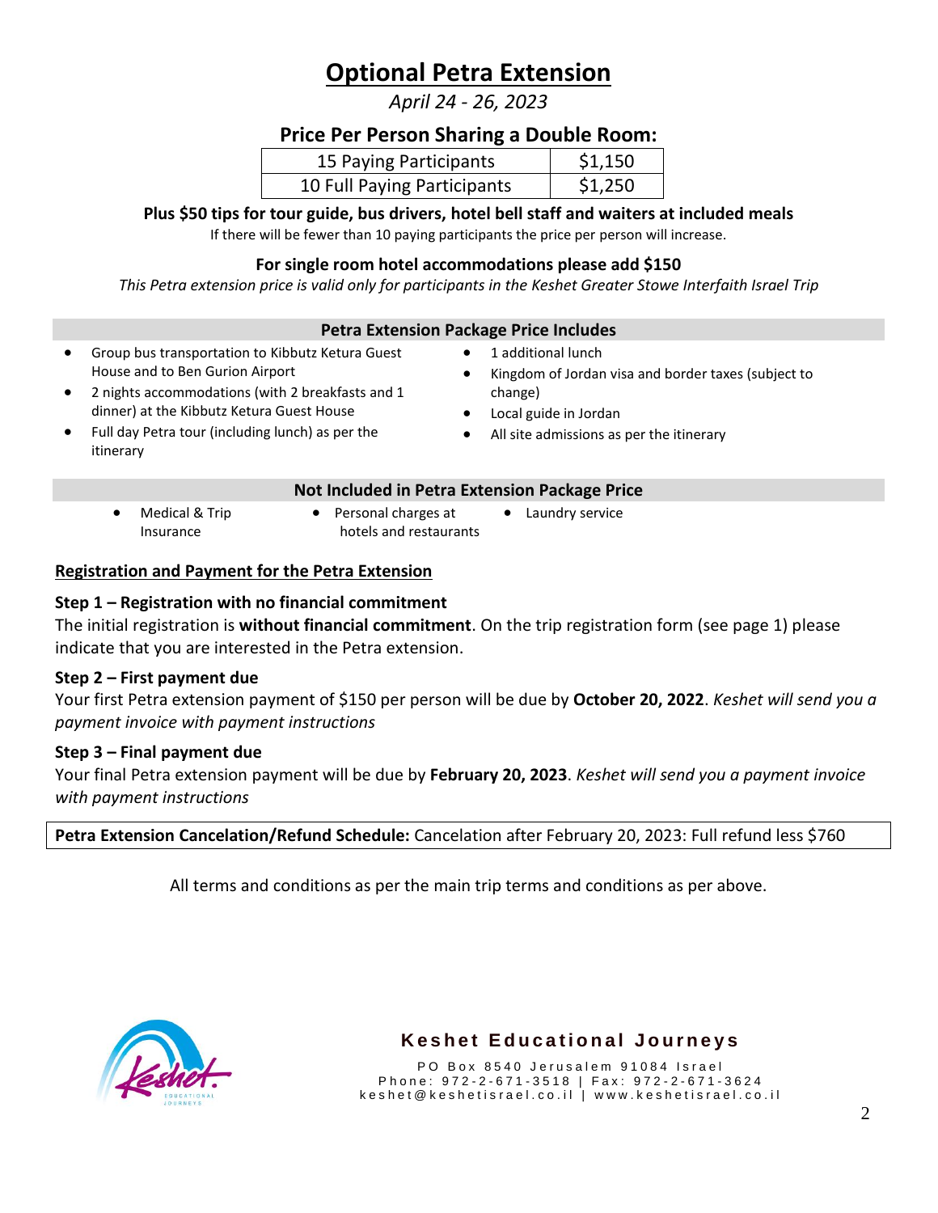# Optional Petra Extension

*April 24 - 26, 2023*

## Price Per Person Sharing a Double Room:

| | |
|---|---|
| 15 Paying Participants | $1,150 |
| 10 Full Paying Participants | $1,250 |

**Plus $50 tips for tour guide, bus drivers, hotel bell staff and waiters at included meals**

If there will be fewer than 10 paying participants the price per person will increase.

**For single room hotel accommodations please add $150**

*This Petra extension price is valid only for participants in the Keshet Greater Stowe Interfaith Israel Trip*

### Petra Extension Package Price Includes

- Group bus transportation to Kibbutz Ketura Guest House and to Ben Gurion Airport
- 2 nights accommodations (with 2 breakfasts and 1 dinner) at the Kibbutz Ketura Guest House
- Full day Petra tour (including lunch) as per the itinerary
- 1 additional lunch
- Kingdom of Jordan visa and border taxes (subject to change)
- Local guide in Jordan
- All site admissions as per the itinerary

### Not Included in Petra Extension Package Price

- Medical & Trip Insurance
- Personal charges at hotels and restaurants
- Laundry service

## Registration and Payment for the Petra Extension

**Step 1 – Registration with no financial commitment**

The initial registration is **without financial commitment**. On the trip registration form (see page 1) please indicate that you are interested in the Petra extension.

**Step 2 – First payment due**

Your first Petra extension payment of $150 per person will be due by **October 20, 2022**. *Keshet will send you a payment invoice with payment instructions*

**Step 3 – Final payment due**

Your final Petra extension payment will be due by **February 20, 2023**. *Keshet will send you a payment invoice with payment instructions*

**Petra Extension Cancelation/Refund Schedule:** Cancelation after February 20, 2023: Full refund less $760

All terms and conditions as per the main trip terms and conditions as per above.

**Keshet Educational Journeys**

PO Box 8540 Jerusalem 91084 Israel
Phone: 972-2-671-3518 | Fax: 972-2-671-3624
keshet@keshetisrael.co.il | www.keshetisrael.co.il